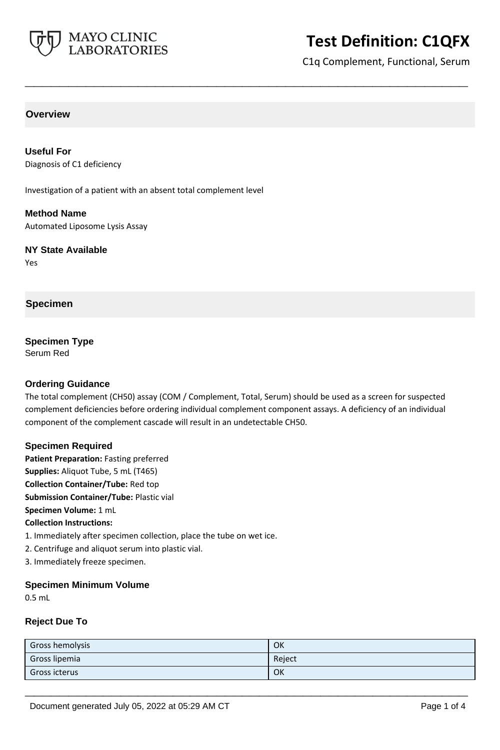# Test Definition: C1QFX

C1q Complement, Functional, Serum

## Overview

### Useful For

Diagnosis of C1 deficiency

Investigation of a patient with an absent total complement level

### Method Name

Automated Liposome Lysis Assay

### NY State Available

Yes

## Specimen

### Specimen Type

Serum Red

### Ordering Guidance

The total complement (CH50) assay (COM / Complement, Total, Serum) should be used as a screen for suspected complement deficiencies before ordering individual complement component assays. A deficiency of an individual component of the complement cascade will result in an undetectable CH50.

### Specimen Required

**Patient Preparation:** Fasting preferred
**Supplies:** Aliquot Tube, 5 mL (T465)
**Collection Container/Tube:** Red top
**Submission Container/Tube:** Plastic vial
**Specimen Volume:** 1 mL
**Collection Instructions:**

1. Immediately after specimen collection, place the tube on wet ice.
2. Centrifuge and aliquot serum into plastic vial.
3. Immediately freeze specimen.

### Specimen Minimum Volume

0.5 mL

### Reject Due To

| | |
|---|---|
| Gross hemolysis | OK |
| Gross lipemia | Reject |
| Gross icterus | OK |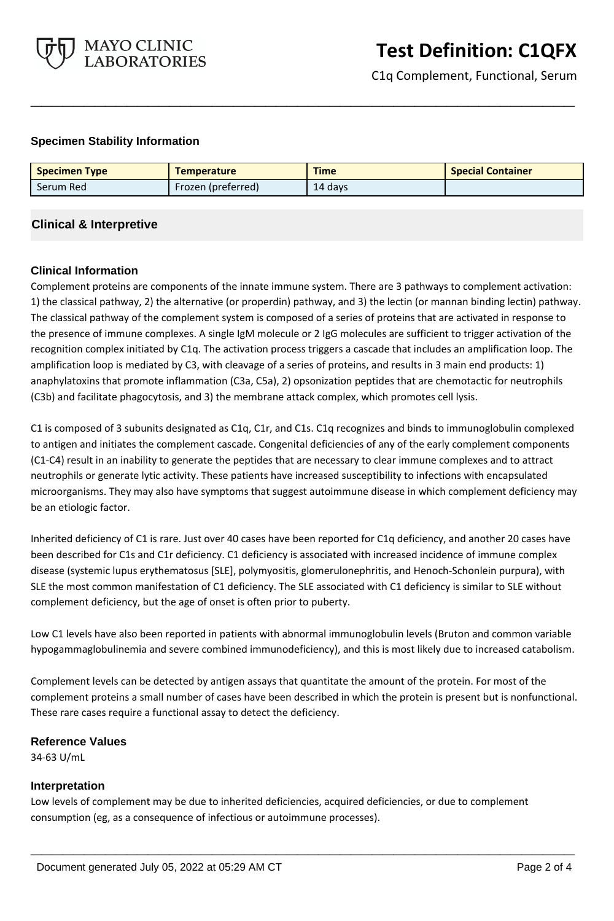### Specimen Stability Information

| Specimen Type | Temperature | Time | Special Container |
|---|---|---|---|
| Serum Red | Frozen (preferred) | 14 days | |

## Clinical & Interpretive

### Clinical Information

Complement proteins are components of the innate immune system. There are 3 pathways to complement activation: 1) the classical pathway, 2) the alternative (or properdin) pathway, and 3) the lectin (or mannan binding lectin) pathway. The classical pathway of the complement system is composed of a series of proteins that are activated in response to the presence of immune complexes. A single IgM molecule or 2 IgG molecules are sufficient to trigger activation of the recognition complex initiated by C1q. The activation process triggers a cascade that includes an amplification loop. The amplification loop is mediated by C3, with cleavage of a series of proteins, and results in 3 main end products: 1) anaphylatoxins that promote inflammation (C3a, C5a), 2) opsonization peptides that are chemotactic for neutrophils (C3b) and facilitate phagocytosis, and 3) the membrane attack complex, which promotes cell lysis.

C1 is composed of 3 subunits designated as C1q, C1r, and C1s. C1q recognizes and binds to immunoglobulin complexed to antigen and initiates the complement cascade. Congenital deficiencies of any of the early complement components (C1-C4) result in an inability to generate the peptides that are necessary to clear immune complexes and to attract neutrophils or generate lytic activity. These patients have increased susceptibility to infections with encapsulated microorganisms. They may also have symptoms that suggest autoimmune disease in which complement deficiency may be an etiologic factor.

Inherited deficiency of C1 is rare. Just over 40 cases have been reported for C1q deficiency, and another 20 cases have been described for C1s and C1r deficiency. C1 deficiency is associated with increased incidence of immune complex disease (systemic lupus erythematosus [SLE], polymyositis, glomerulonephritis, and Henoch-Schonlein purpura), with SLE the most common manifestation of C1 deficiency. The SLE associated with C1 deficiency is similar to SLE without complement deficiency, but the age of onset is often prior to puberty.

Low C1 levels have also been reported in patients with abnormal immunoglobulin levels (Bruton and common variable hypogammaglobulinemia and severe combined immunodeficiency), and this is most likely due to increased catabolism.

Complement levels can be detected by antigen assays that quantitate the amount of the protein. For most of the complement proteins a small number of cases have been described in which the protein is present but is nonfunctional. These rare cases require a functional assay to detect the deficiency.

### Reference Values

34-63 U/mL

### Interpretation

Low levels of complement may be due to inherited deficiencies, acquired deficiencies, or due to complement consumption (eg, as a consequence of infectious or autoimmune processes).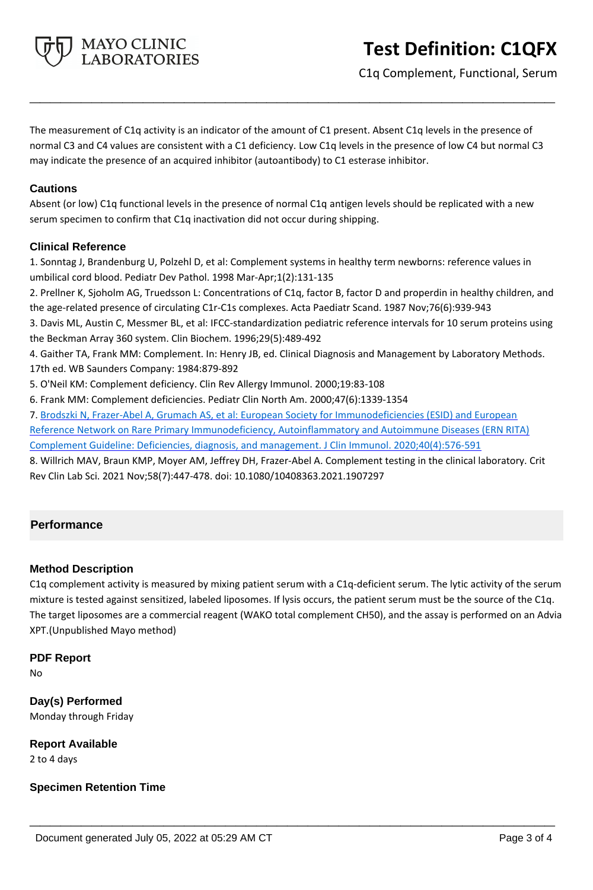The measurement of C1q activity is an indicator of the amount of C1 present. Absent C1q levels in the presence of normal C3 and C4 values are consistent with a C1 deficiency. Low C1q levels in the presence of low C4 but normal C3 may indicate the presence of an acquired inhibitor (autoantibody) to C1 esterase inhibitor.

### Cautions

Absent (or low) C1q functional levels in the presence of normal C1q antigen levels should be replicated with a new serum specimen to confirm that C1q inactivation did not occur during shipping.

### Clinical Reference

1. Sonntag J, Brandenburg U, Polzehl D, et al: Complement systems in healthy term newborns: reference values in umbilical cord blood. Pediatr Dev Pathol. 1998 Mar-Apr;1(2):131-135
2. Prellner K, Sjoholm AG, Truedsson L: Concentrations of C1q, factor B, factor D and properdin in healthy children, and the age-related presence of circulating C1r-C1s complexes. Acta Paediatr Scand. 1987 Nov;76(6):939-943
3. Davis ML, Austin C, Messmer BL, et al: IFCC-standardization pediatric reference intervals for 10 serum proteins using the Beckman Array 360 system. Clin Biochem. 1996;29(5):489-492
4. Gaither TA, Frank MM: Complement. In: Henry JB, ed. Clinical Diagnosis and Management by Laboratory Methods. 17th ed. WB Saunders Company: 1984:879-892
5. O'Neil KM: Complement deficiency. Clin Rev Allergy Immunol. 2000;19:83-108
6. Frank MM: Complement deficiencies. Pediatr Clin North Am. 2000;47(6):1339-1354
7. Brodszki N, Frazer-Abel A, Grumach AS, et al: European Society for Immunodeficiencies (ESID) and European Reference Network on Rare Primary Immunodeficiency, Autoinflammatory and Autoimmune Diseases (ERN RITA) Complement Guideline: Deficiencies, diagnosis, and management. J Clin Immunol. 2020;40(4):576-591
8. Willrich MAV, Braun KMP, Moyer AM, Jeffrey DH, Frazer-Abel A. Complement testing in the clinical laboratory. Crit Rev Clin Lab Sci. 2021 Nov;58(7):447-478. doi: 10.1080/10408363.2021.1907297

## Performance

### Method Description

C1q complement activity is measured by mixing patient serum with a C1q-deficient serum. The lytic activity of the serum mixture is tested against sensitized, labeled liposomes. If lysis occurs, the patient serum must be the source of the C1q. The target liposomes are a commercial reagent (WAKO total complement CH50), and the assay is performed on an Advia XPT.(Unpublished Mayo method)

### PDF Report

No

### Day(s) Performed

Monday through Friday

### Report Available

2 to 4 days

### Specimen Retention Time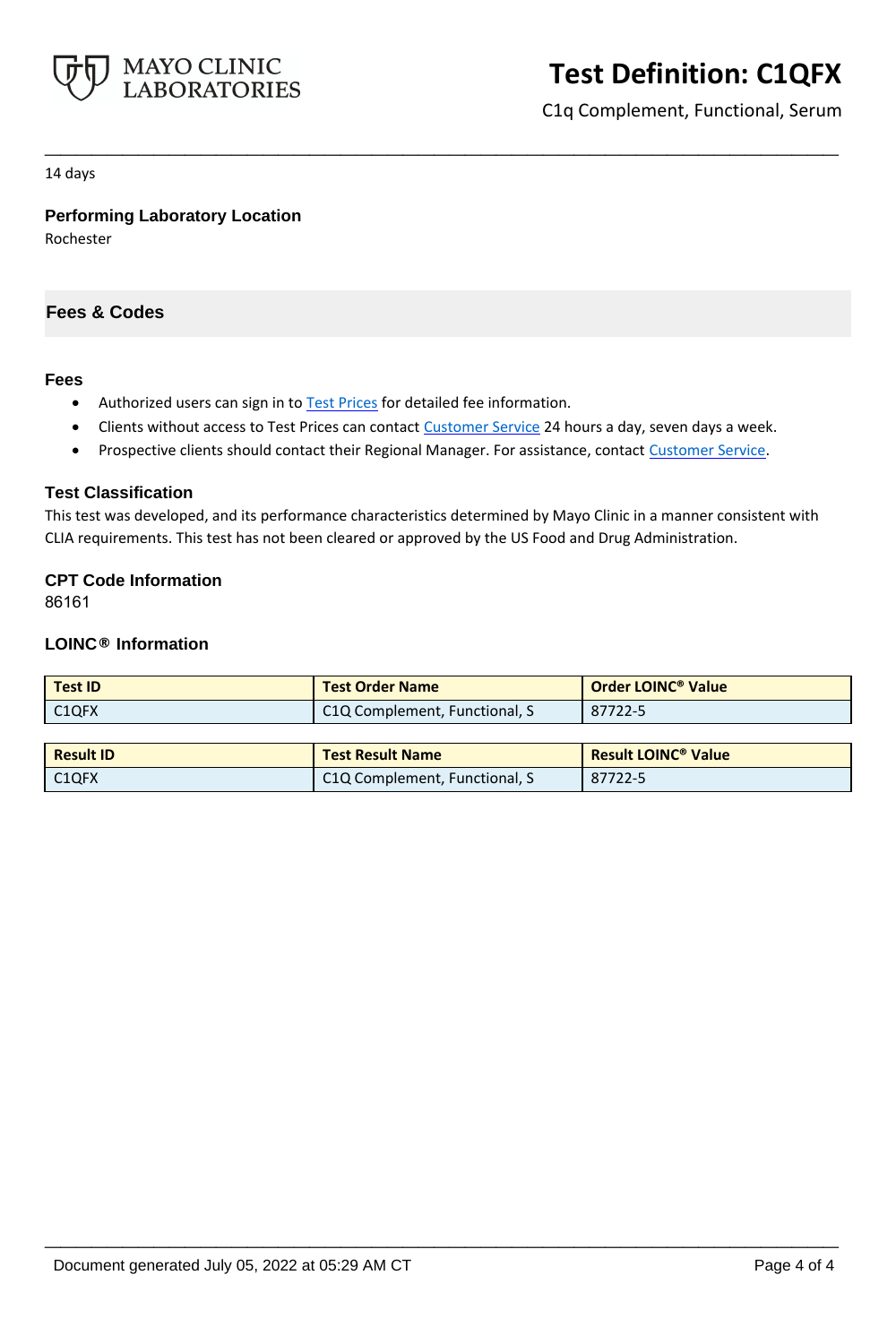14 days

**Performing Laboratory Location**

Rochester

## Fees & Codes

**Fees**

- Authorized users can sign in to Test Prices for detailed fee information.
- Clients without access to Test Prices can contact Customer Service 24 hours a day, seven days a week.
- Prospective clients should contact their Regional Manager. For assistance, contact Customer Service.

**Test Classification**

This test was developed, and its performance characteristics determined by Mayo Clinic in a manner consistent with CLIA requirements. This test has not been cleared or approved by the US Food and Drug Administration.

**CPT Code Information**

86161

**LOINC® Information**

| Test ID | Test Order Name | Order LOINC® Value |
| --- | --- | --- |
| C1QFX | C1Q Complement, Functional, S | 87722-5 |

| Result ID | Test Result Name | Result LOINC® Value |
| --- | --- | --- |
| C1QFX | C1Q Complement, Functional, S | 87722-5 |